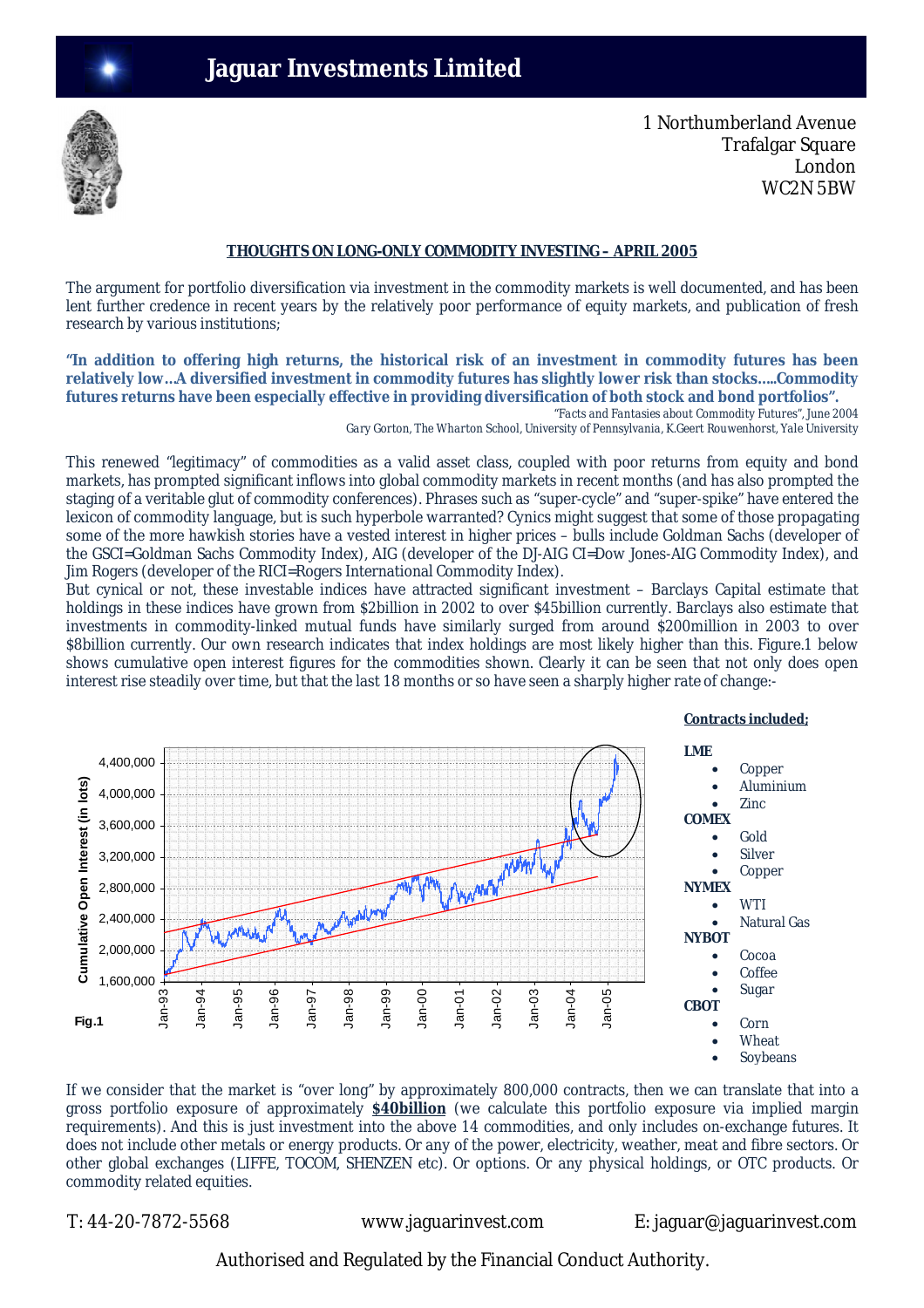# Jaguar Investments Limited

1 Northumberland Avenue
Trafalgar Square
London
WC2N 5BW

**THOUGHTS ON LONG-ONLY COMMODITY INVESTING – APRIL 2005**

The argument for portfolio diversification via investment in the commodity markets is well documented, and has been lent further credence in recent years by the relatively poor performance of equity markets, and publication of fresh research by various institutions;

**"In addition to offering high returns, the historical risk of an investment in commodity futures has been relatively low…A diversified investment in commodity futures has slightly lower risk than stocks…..Commodity futures returns have been especially effective in providing diversification of both stock and bond portfolios".**

"Facts and Fantasies about Commodity Futures", June 2004
Gary Gorton, The Wharton School, University of Pennsylvania, K.Geert Rouwenhorst, Yale University

This renewed "legitimacy" of commodities as a valid asset class, coupled with poor returns from equity and bond markets, has prompted significant inflows into global commodity markets in recent months (and has also prompted the staging of a veritable glut of commodity conferences). Phrases such as "super-cycle" and "super-spike" have entered the lexicon of commodity language, but is such hyperbole warranted? Cynics might suggest that some of those propagating some of the more hawkish stories have a vested interest in higher prices – bulls include Goldman Sachs (developer of the GSCI=Goldman Sachs Commodity Index), AIG (developer of the DJ-AIG CI=Dow Jones-AIG Commodity Index), and Jim Rogers (developer of the RICI=Rogers International Commodity Index).
But cynical or not, these investable indices have attracted significant investment – Barclays Capital estimate that holdings in these indices have grown from $2billion in 2002 to over $45billion currently. Barclays also estimate that investments in commodity-linked mutual funds have similarly surged from around $200million in 2003 to over $8billion currently. Our own research indicates that index holdings are most likely higher than this. Figure.1 below shows cumulative open interest figures for the commodities shown. Clearly it can be seen that not only does open interest rise steadily over time, but that the last 18 months or so have seen a sharply higher rate of change:-

Cumulative Open Interest (in lots)
4,400,000
4,000,000
3,600,000
3,200,000
2,800,000
2,400,000
2,000,000
1,600,000
Jan-93 Jan-94 Jan-95 Jan-96 Jan-97 Jan-98 Jan-99 Jan-00 Jan-01 Jan-02 Jan-03 Jan-04 Jan-05

Fig.1

**Contracts included;**

**LME**
- Copper
- Aluminium
- Zinc

**COMEX**
- Gold
- Silver
- Copper

**NYMEX**
- WTI
- Natural Gas

**NYBOT**
- Cocoa
- Coffee
- Sugar

**CBOT**
- Corn
- Wheat
- Soybeans

If we consider that the market is "over long" by approximately 800,000 contracts, then we can translate that into a gross portfolio exposure of approximately **$40billion** (we calculate this portfolio exposure via implied margin requirements). And this is just investment into the above 14 commodities, and only includes on-exchange futures. It does not include other metals or energy products. Or any of the power, electricity, weather, meat and fibre sectors. Or other global exchanges (LIFFE, TOCOM, SHENZEN etc). Or options. Or any physical holdings, or OTC products. Or commodity related equities.

T: 44-20-7872-5568 www.jaguarinvest.com E: jaguar@jaguarinvest.com

Authorised and Regulated by the Financial Conduct Authority.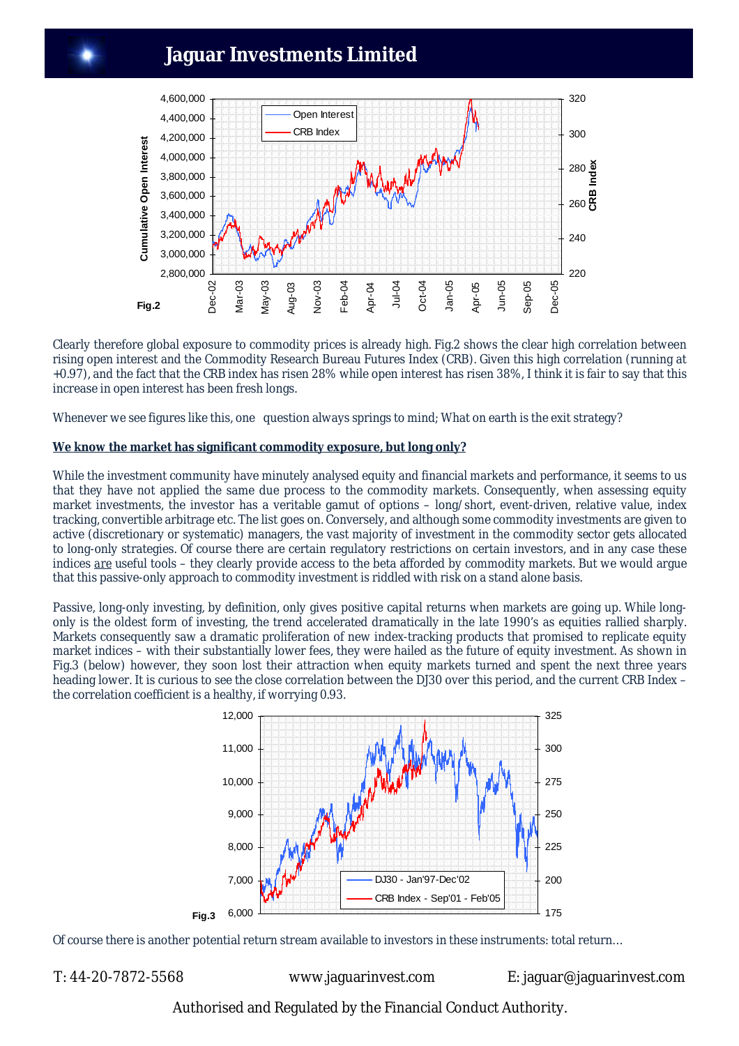4,600,000
4,400,000
4,200,000
4,000,000
3,800,000
3,600,000
3,400,000
3,200,000
3,000,000
2,800,000

Cumulative Open Interest

320
300
280
260
240
220

CRB Index

Open Interest
CRB Index

Dec-02 Mar-03 May-03 Aug-03 Nov-03 Feb-04 Apr-04 Jul-04 Oct-04 Jan-05 Apr-05 Jun-05 Sep-05 Dec-05

Fig.2

Clearly therefore global exposure to commodity prices is already high. Fig.2 shows the clear high correlation between rising open interest and the Commodity Research Bureau Futures Index (CRB). Given this high correlation (running at +0.97), and the fact that the CRB index has risen 28% while open interest has risen 38%, I think it is fair to say that this increase in open interest has been fresh longs.

Whenever we see figures like this, one question always springs to mind; What on earth is the exit strategy?

**We know the market has significant commodity exposure, but long only?**

While the investment community have minutely analysed equity and financial markets and performance, it seems to us that they have not applied the same due process to the commodity markets. Consequently, when assessing equity market investments, the investor has a veritable gamut of options – long/short, event-driven, relative value, index tracking, convertible arbitrage etc. The list goes on. Conversely, and although some commodity investments are given to active (discretionary or systematic) managers, the vast majority of investment in the commodity sector gets allocated to long-only strategies. Of course there are certain regulatory restrictions on certain investors, and in any case these indices are useful tools – they clearly provide access to the beta afforded by commodity markets. But we would argue that this passive-only approach to commodity investment is riddled with risk on a stand alone basis.

Passive, long-only investing, by definition, only gives positive capital returns when markets are going up. While long-only is the oldest form of investing, the trend accelerated dramatically in the late 1990's as equities rallied sharply. Markets consequently saw a dramatic proliferation of new index-tracking products that promised to replicate equity market indices – with their substantially lower fees, they were hailed as the future of equity investment. As shown in Fig.3 (below) however, they soon lost their attraction when equity markets turned and spent the next three years heading lower. It is curious to see the close correlation between the DJ30 over this period, and the current CRB Index – the correlation coefficient is a healthy, if worrying 0.93.

12,000
11,000
10,000
9,000
8,000
7,000
6,000

325
300
275
250
225
200
175

DJ30 - Jan'97-Dec'02
CRB Index - Sep'01 - Feb'05

Fig.3

Of course there is another potential return stream available to investors in these instruments: total return…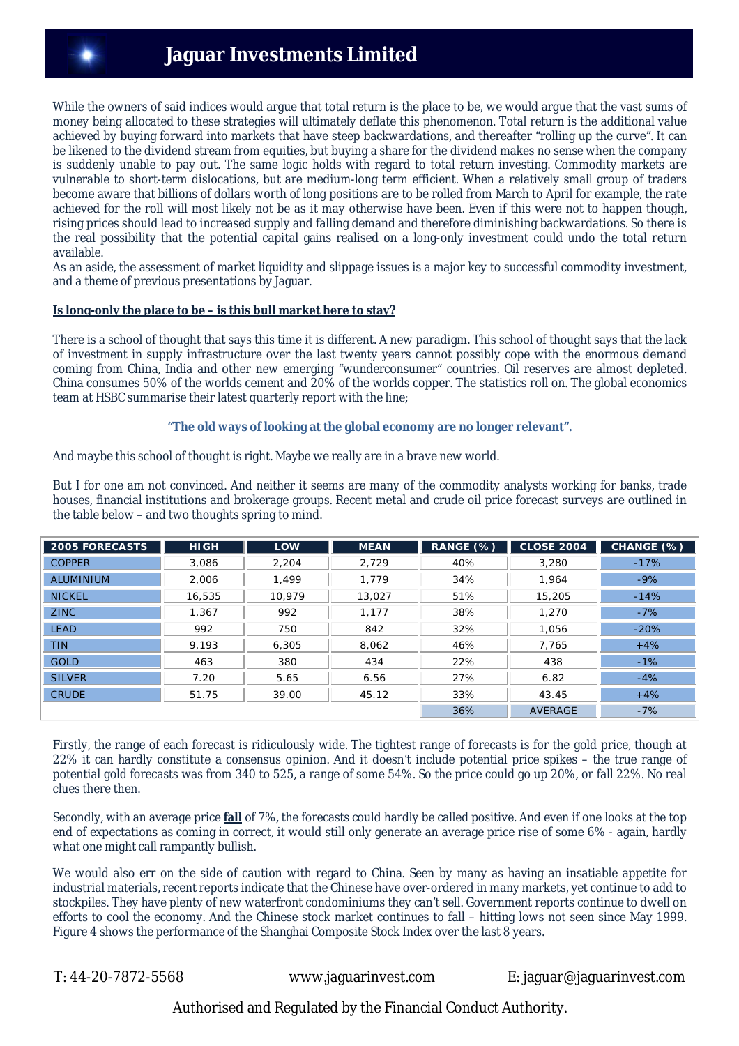While the owners of said indices would argue that total return is the place to be, we would argue that the vast sums of money being allocated to these strategies will ultimately deflate this phenomenon. Total return is the additional value achieved by buying forward into markets that have steep backwardations, and thereafter "rolling up the curve". It can be likened to the dividend stream from equities, but buying a share for the dividend makes no sense when the company is suddenly unable to pay out. The same logic holds with regard to total return investing. Commodity markets are vulnerable to short-term dislocations, but are medium-long term efficient. When a relatively small group of traders become aware that billions of dollars worth of long positions are to be rolled from March to April for example, the rate achieved for the roll will most likely not be as it may otherwise have been. Even if this were not to happen though, rising prices <u>should</u> lead to increased supply and falling demand and therefore diminishing backwardations. So there is the real possibility that the potential capital gains realised on a long-only investment could undo the total return available.
As an aside, the assessment of market liquidity and slippage issues is a major key to successful commodity investment, and a theme of previous presentations by Jaguar.

**<u>Is long-only the place to be – is this bull market here to stay?</u>**

There is a school of thought that says this time it is different. A new paradigm. This school of thought says that the lack of investment in supply infrastructure over the last twenty years cannot possibly cope with the enormous demand coming from China, India and other new emerging "wunderconsumer" countries. Oil reserves are almost depleted. China consumes 50% of the worlds cement and 20% of the worlds copper. The statistics roll on. The global economics team at HSBC summarise their latest quarterly report with the line;

**"The old ways of looking at the global economy are no longer relevant".**

And maybe this school of thought is right. Maybe we really are in a brave new world.

But I for one am not convinced. And neither it seems are many of the commodity analysts working for banks, trade houses, financial institutions and brokerage groups. Recent metal and crude oil price forecast surveys are outlined in the table below – and two thoughts spring to mind.

| 2005 FORECASTS | HIGH | LOW | MEAN | RANGE (%) | CLOSE 2004 | CHANGE (%) |
|---|---|---|---|---|---|---|
| COPPER | 3,086 | 2,204 | 2,729 | 40% | 3,280 | -17% |
| ALUMINIUM | 2,006 | 1,499 | 1,779 | 34% | 1,964 | -9% |
| NICKEL | 16,535 | 10,979 | 13,027 | 51% | 15,205 | -14% |
| ZINC | 1,367 | 992 | 1,177 | 38% | 1,270 | -7% |
| LEAD | 992 | 750 | 842 | 32% | 1,056 | -20% |
| TIN | 9,193 | 6,305 | 8,062 | 46% | 7,765 | +4% |
| GOLD | 463 | 380 | 434 | 22% | 438 | -1% |
| SILVER | 7.20 | 5.65 | 6.56 | 27% | 6.82 | -4% |
| CRUDE | 51.75 | 39.00 | 45.12 | 33% | 43.45 | +4% |
| | | | | 36% | AVERAGE | -7% |

Firstly, the range of each forecast is ridiculously wide. The tightest range of forecasts is for the gold price, though at 22% it can hardly constitute a consensus opinion. And it doesn't include potential price spikes – the true range of potential gold forecasts was from 340 to 525, a range of some 54%. So the price could go up 20%, or fall 22%. No real clues there then.

Secondly, with an average price **<u>fall</u>** of 7%, the forecasts could hardly be called positive. And even if one looks at the top end of expectations as coming in correct, it would still only generate an average price rise of some 6% - again, hardly what one might call rampantly bullish.

We would also err on the side of caution with regard to China. Seen by many as having an insatiable appetite for industrial materials, recent reports indicate that the Chinese have over-ordered in many markets, yet continue to add to stockpiles. They have plenty of new waterfront condominiums they can't sell. Government reports continue to dwell on efforts to cool the economy. And the Chinese stock market continues to fall – hitting lows not seen since May 1999. Figure 4 shows the performance of the Shanghai Composite Stock Index over the last 8 years.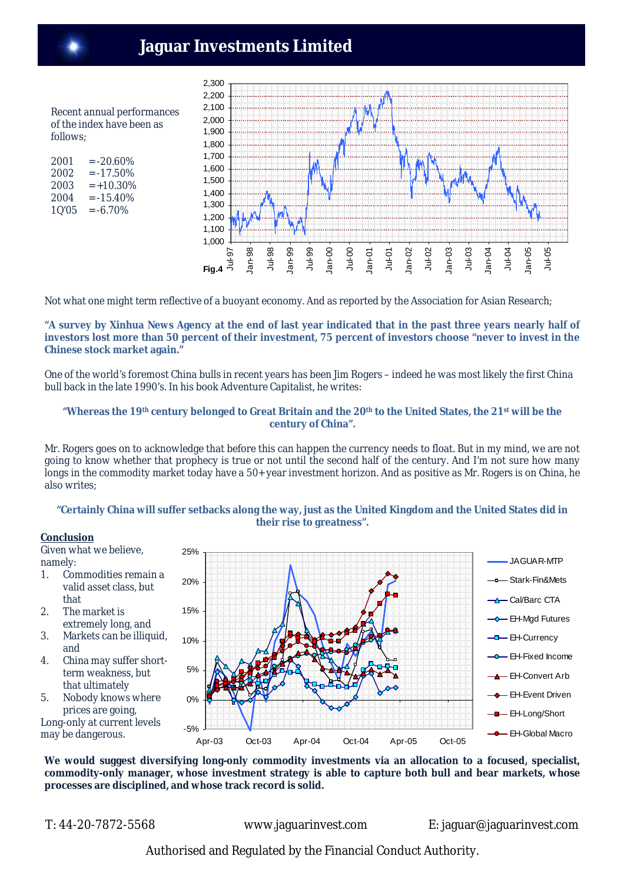# Jaguar Investments Limited

Recent annual performances of the index have been as follows;

2001 =-20.60%
2002 =-17.50%
2003 =+10.30%
2004 =-15.40%
1Q'05 =-6.70%

2,300
2,200
2,100
2,000
1,900
1,800
1,700
1,600
1,500
1,400
1,300
1,200
1,100
1,000

Jul-97 Jan-98 Jul-98 Jan-99 Jul-99 Jan-00 Jul-00 Jan-01 Jul-01 Jan-02 Jul-02 Jan-03 Jul-03 Jan-04 Jul-04 Jan-05 Jul-05

Fig.4

Not what one might term reflective of a buoyant economy. And as reported by the Association for Asian Research;

**"A survey by Xinhua News Agency at the end of last year indicated that in the past three years nearly half of investors lost more than 50 percent of their investment, 75 percent of investors choose "never to invest in the Chinese stock market again."**

One of the world's foremost China bulls in recent years has been Jim Rogers – indeed he was most likely the first China bull back in the late 1990's. In his book Adventure Capitalist, he writes:

**"Whereas the 19th century belonged to Great Britain and the 20th to the United States, the 21st will be the century of China".**

Mr. Rogers goes on to acknowledge that before this can happen the currency needs to float. But in my mind, we are not going to know whether that prophecy is true or not until the second half of the century. And I'm not sure how many longs in the commodity market today have a 50+year investment horizon. And as positive as Mr. Rogers is on China, he also writes;

**"Certainly China will suffer setbacks along the way, just as the United Kingdom and the United States did in their rise to greatness".**

## Conclusion

Given what we believe, namely:

1. Commodities remain a valid asset class, but that
2. The market is extremely long, and
3. Markets can be illiquid, and
4. China may suffer short-term weakness, but that ultimately
5. Nobody knows where prices are going,

Long-only at current levels may be dangerous.

25%
20%
15%
10%
5%
0%
-5%

Apr-03 Oct-03 Apr-04 Oct-04 Apr-05 Oct-05

JAGUAR-MTP
Stark-Fin&Mets
Cal/Barc CTA
EH-Mgd Futures
EH-Currency
EH-Fixed Income
EH-Convert Arb
EH-Event Driven
EH-Long/Short
EH-Global Macro

**We would suggest diversifying long-only commodity investments via an allocation to a focused, specialist, commodity-only manager, whose investment strategy is able to capture both bull and bear markets, whose processes are disciplined, and whose track record is solid.**

T: 44-20-7872-5568 www.jaguarinvest.com E: jaguar@jaguarinvest.com

Authorised and Regulated by the Financial Conduct Authority.